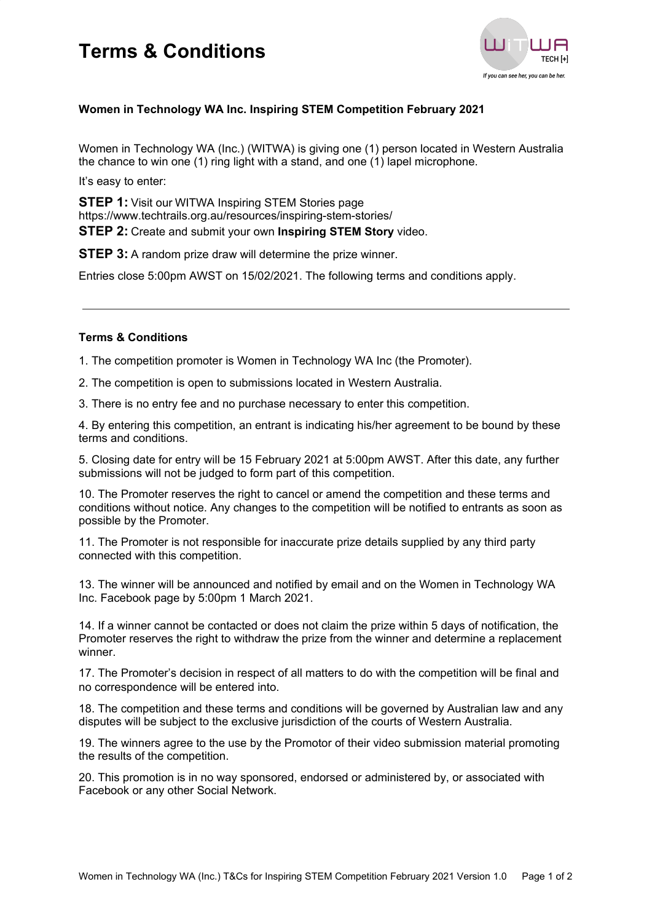# Terms & Conditions

WITWA TECH [+]

*If you can see her, you can be her.*

**Women in Technology WA Inc. Inspiring STEM Competition February 2021**

Women in Technology WA (Inc.) (WITWA) is giving one (1) person located in Western Australia the chance to win one (1) ring light with a stand, and one (1) lapel microphone.

It's easy to enter:

**STEP 1:** Visit our WITWA Inspiring STEM Stories page https://www.techtrails.org.au/resources/inspiring-stem-stories/

**STEP 2:** Create and submit your own **Inspiring STEM Story** video.

**STEP 3:** A random prize draw will determine the prize winner.

Entries close 5:00pm AWST on 15/02/2021. The following terms and conditions apply.

---

### Terms & Conditions

1. The competition promoter is Women in Technology WA Inc (the Promoter).

2. The competition is open to submissions located in Western Australia.

3. There is no entry fee and no purchase necessary to enter this competition.

4. By entering this competition, an entrant is indicating his/her agreement to be bound by these terms and conditions.

5. Closing date for entry will be 15 February 2021 at 5:00pm AWST. After this date, any further submissions will not be judged to form part of this competition.

10. The Promoter reserves the right to cancel or amend the competition and these terms and conditions without notice. Any changes to the competition will be notified to entrants as soon as possible by the Promoter.

11. The Promoter is not responsible for inaccurate prize details supplied by any third party connected with this competition.

13. The winner will be announced and notified by email and on the Women in Technology WA Inc. Facebook page by 5:00pm 1 March 2021.

14. If a winner cannot be contacted or does not claim the prize within 5 days of notification, the Promoter reserves the right to withdraw the prize from the winner and determine a replacement winner.

17. The Promoter's decision in respect of all matters to do with the competition will be final and no correspondence will be entered into.

18. The competition and these terms and conditions will be governed by Australian law and any disputes will be subject to the exclusive jurisdiction of the courts of Western Australia.

19. The winners agree to the use by the Promotor of their video submission material promoting the results of the competition.

20. This promotion is in no way sponsored, endorsed or administered by, or associated with Facebook or any other Social Network.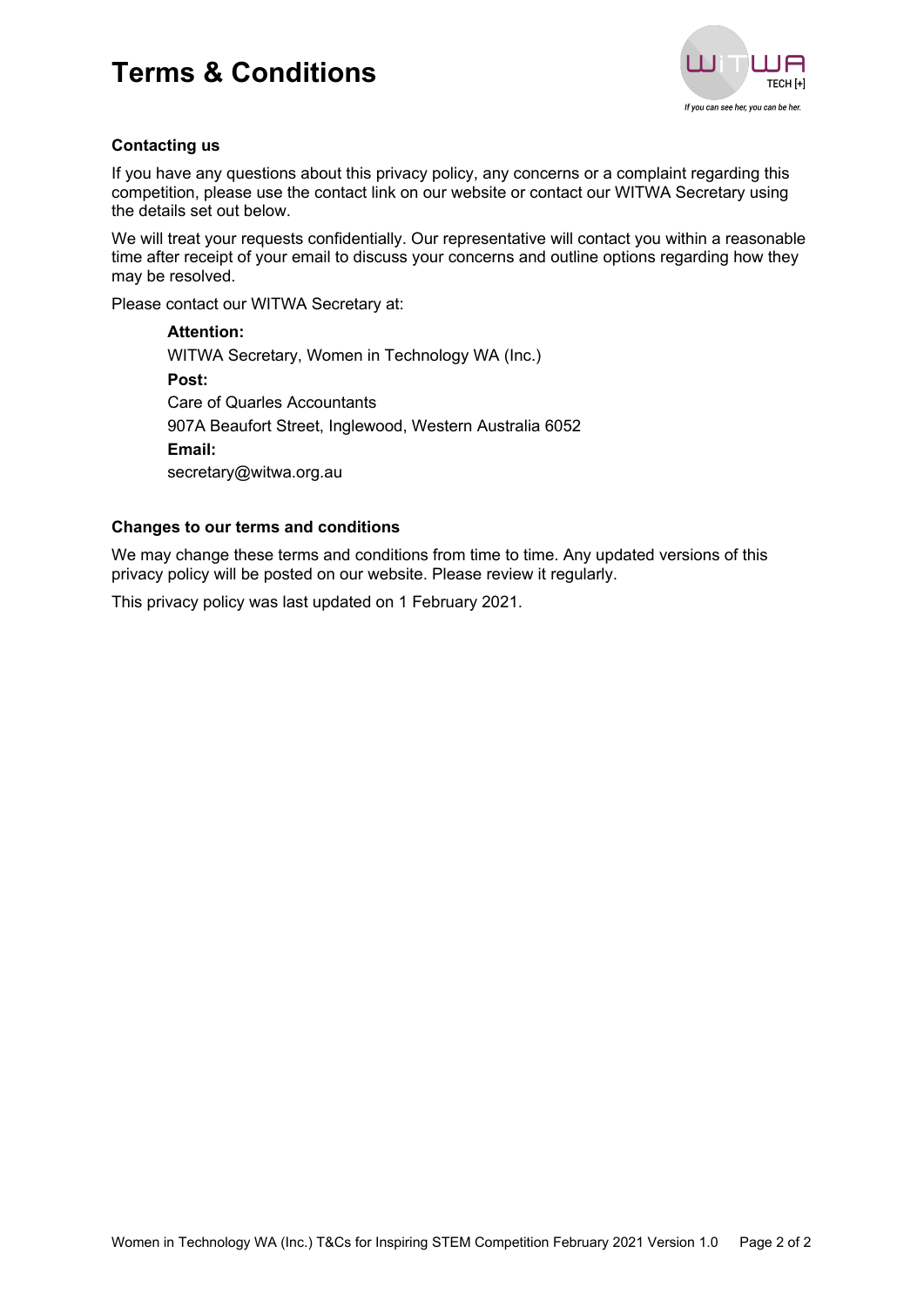# Terms & Conditions

### Contacting us

If you have any questions about this privacy policy, any concerns or a complaint regarding this competition, please use the contact link on our website or contact our WITWA Secretary using the details set out below.

We will treat your requests confidentially. Our representative will contact you within a reasonable time after receipt of your email to discuss your concerns and outline options regarding how they may be resolved.

Please contact our WITWA Secretary at:

> **Attention:**
> WITWA Secretary, Women in Technology WA (Inc.)
> **Post:**
> Care of Quarles Accountants
> 907A Beaufort Street, Inglewood, Western Australia 6052
> **Email:**
> secretary@witwa.org.au

### Changes to our terms and conditions

We may change these terms and conditions from time to time. Any updated versions of this privacy policy will be posted on our website. Please review it regularly.

This privacy policy was last updated on 1 February 2021.